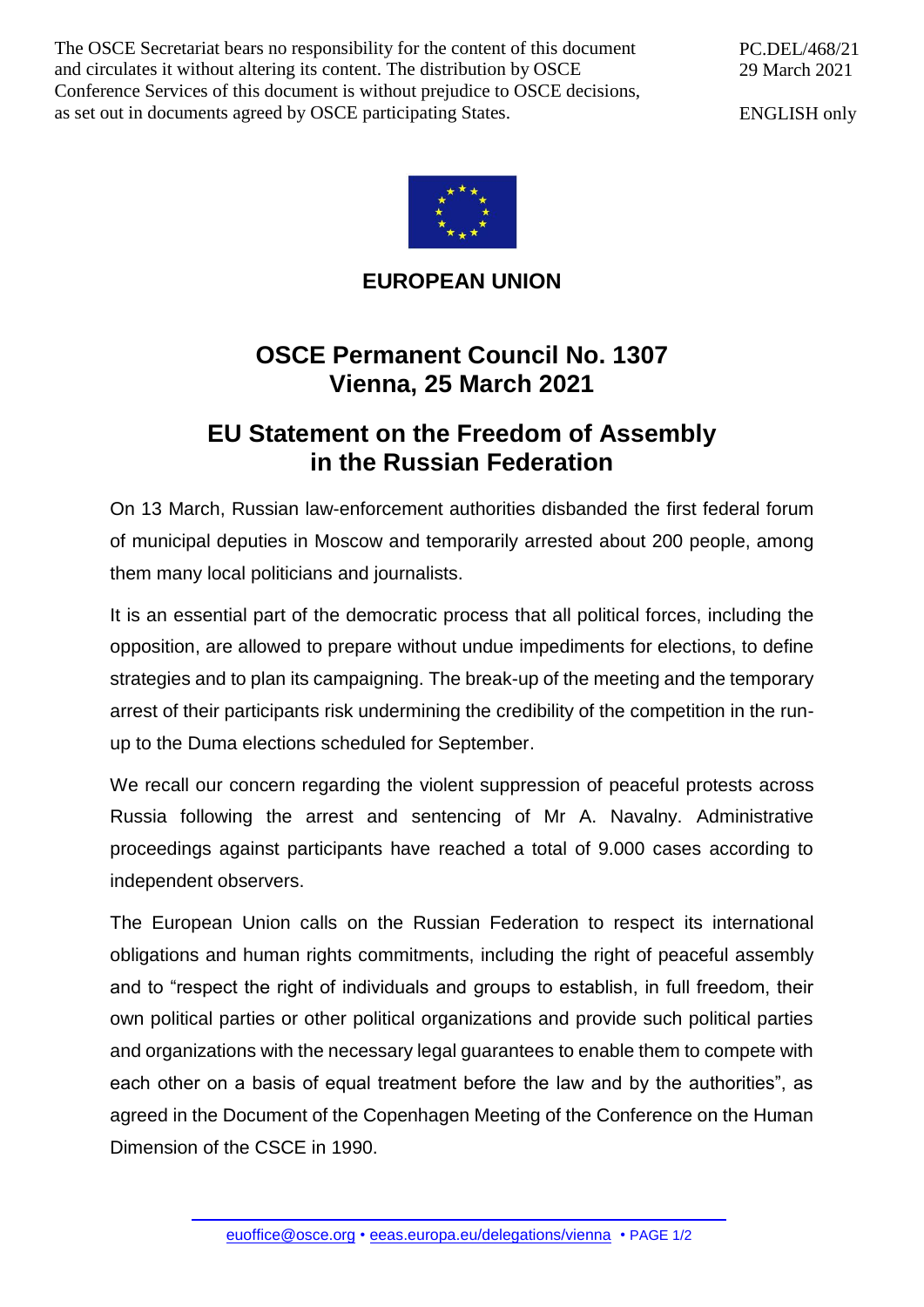The OSCE Secretariat bears no responsibility for the content of this document and circulates it without altering its content. The distribution by OSCE Conference Services of this document is without prejudice to OSCE decisions, as set out in documents agreed by OSCE participating States.

PC.DEL/468/21
29 March 2021

ENGLISH only

**EUROPEAN UNION**

# OSCE Permanent Council No. 1307
# Vienna, 25 March 2021

## EU Statement on the Freedom of Assembly in the Russian Federation

On 13 March, Russian law-enforcement authorities disbanded the first federal forum of municipal deputies in Moscow and temporarily arrested about 200 people, among them many local politicians and journalists.

It is an essential part of the democratic process that all political forces, including the opposition, are allowed to prepare without undue impediments for elections, to define strategies and to plan its campaigning. The break-up of the meeting and the temporary arrest of their participants risk undermining the credibility of the competition in the run-up to the Duma elections scheduled for September.

We recall our concern regarding the violent suppression of peaceful protests across Russia following the arrest and sentencing of Mr A. Navalny. Administrative proceedings against participants have reached a total of 9.000 cases according to independent observers.

The European Union calls on the Russian Federation to respect its international obligations and human rights commitments, including the right of peaceful assembly and to "respect the right of individuals and groups to establish, in full freedom, their own political parties or other political organizations and provide such political parties and organizations with the necessary legal guarantees to enable them to compete with each other on a basis of equal treatment before the law and by the authorities", as agreed in the Document of the Copenhagen Meeting of the Conference on the Human Dimension of the CSCE in 1990.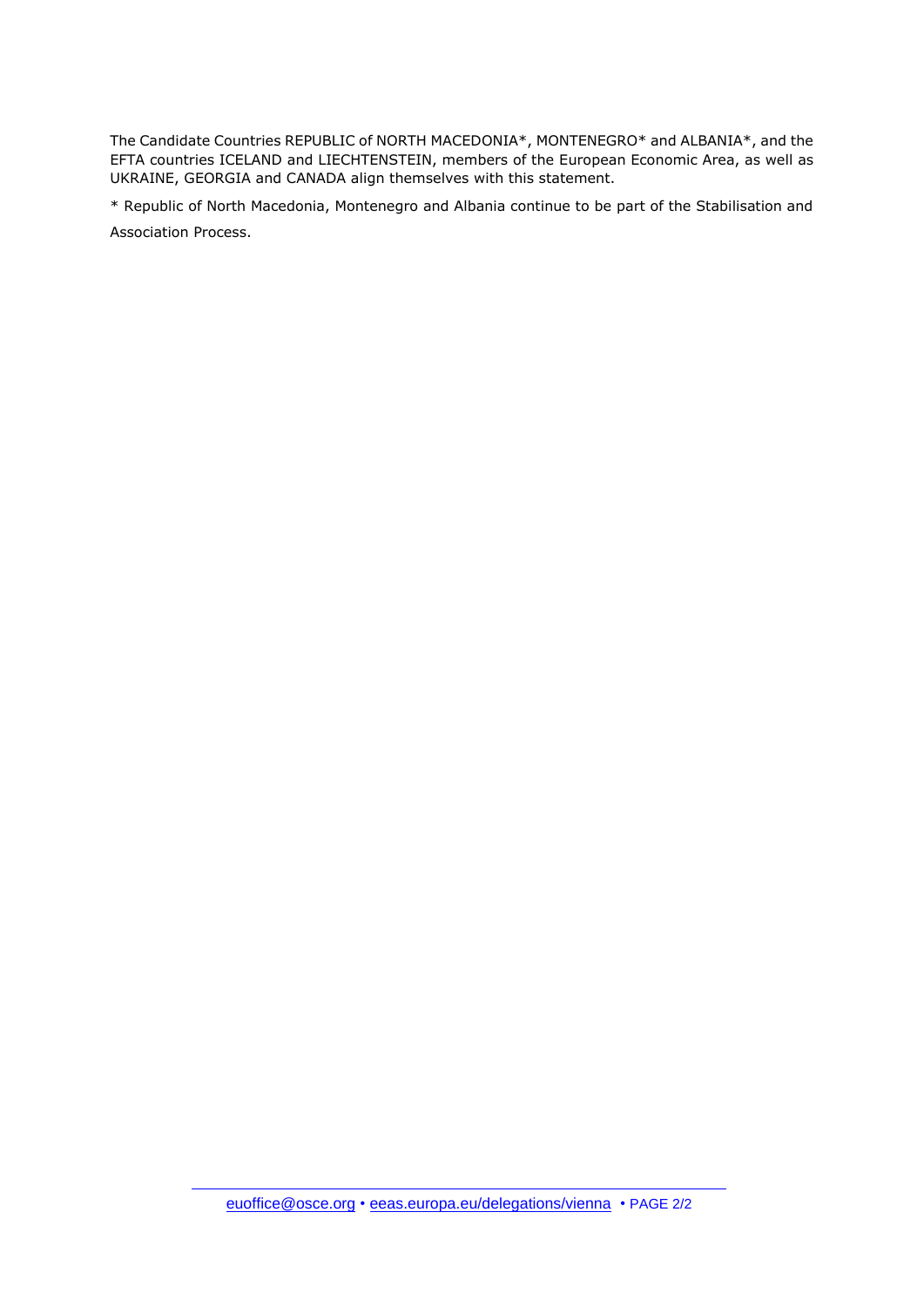The Candidate Countries REPUBLIC of NORTH MACEDONIA*, MONTENEGRO* and ALBANIA*, and the EFTA countries ICELAND and LIECHTENSTEIN, members of the European Economic Area, as well as UKRAINE, GEORGIA and CANADA align themselves with this statement.

* Republic of North Macedonia, Montenegro and Albania continue to be part of the Stabilisation and Association Process.